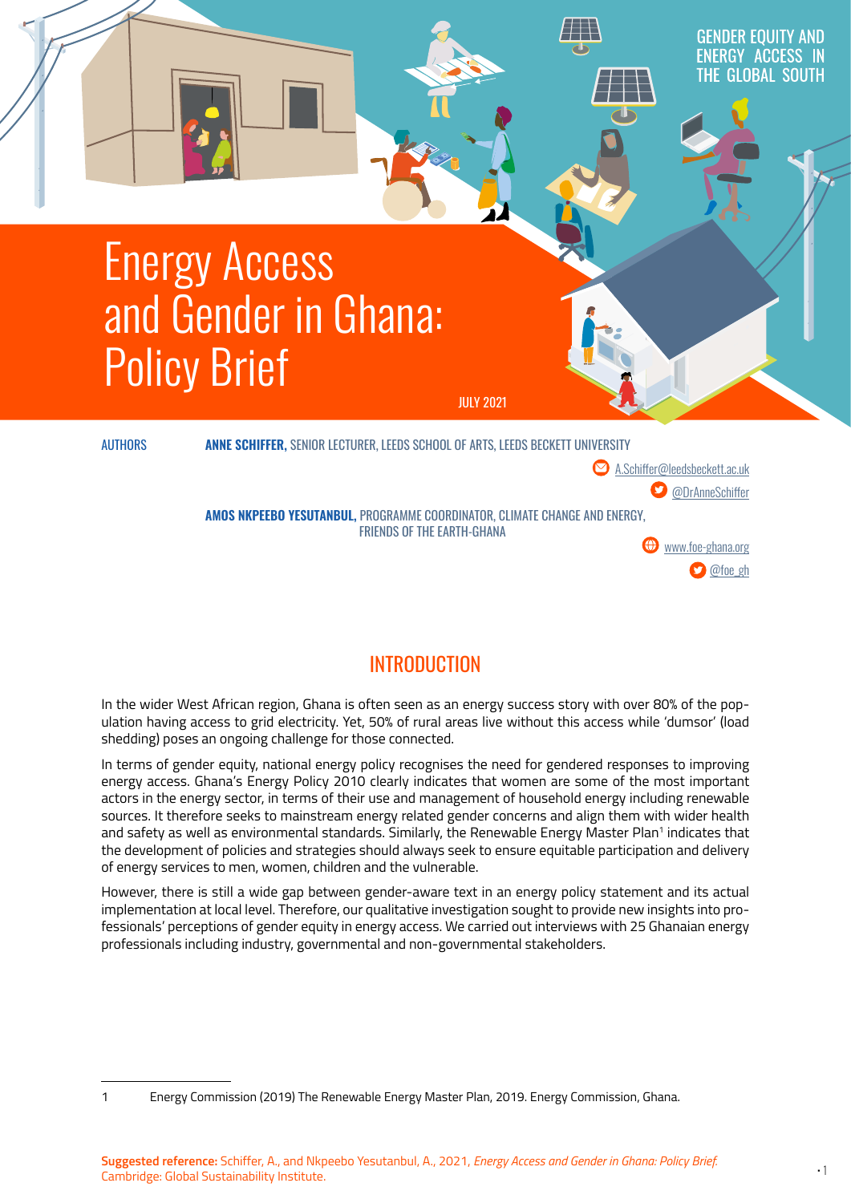GENDER EQUITY AND ENERGY ACCESS IN THE GLOBAL SOUTH

# Energy Access and Gender in Ghana: Policy Brief

JULY 2021

AUTHORS

**ANNE SCHIFFER,** SENIOR LECTURER, LEEDS SCHOOL OF ARTS, LEEDS BECKETT UNIVERSITY

A.Schiffer@leedsbeckett.ac.uk

@DrAnneSchiffer

**AMOS NKPEEBO YESUTANBUL,** PROGRAMME COORDINATOR, CLIMATE CHANGE AND ENERGY, FRIENDS OF THE EARTH-GHANA

www.foe-ghana.org

@foe_gh

## INTRODUCTION

In the wider West African region, Ghana is often seen as an energy success story with over 80% of the population having access to grid electricity. Yet, 50% of rural areas live without this access while 'dumsor' (load shedding) poses an ongoing challenge for those connected.

In terms of gender equity, national energy policy recognises the need for gendered responses to improving energy access. Ghana's Energy Policy 2010 clearly indicates that women are some of the most important actors in the energy sector, in terms of their use and management of household energy including renewable sources. It therefore seeks to mainstream energy related gender concerns and align them with wider health and safety as well as environmental standards. Similarly, the Renewable Energy Master Plan[1] indicates that the development of policies and strategies should always seek to ensure equitable participation and delivery of energy services to men, women, children and the vulnerable.

However, there is still a wide gap between gender-aware text in an energy policy statement and its actual implementation at local level. Therefore, our qualitative investigation sought to provide new insights into professionals' perceptions of gender equity in energy access. We carried out interviews with 25 Ghanaian energy professionals including industry, governmental and non-governmental stakeholders.

1 Energy Commission (2019) The Renewable Energy Master Plan, 2019. Energy Commission, Ghana.

**Suggested reference:** Schiffer, A., and Nkpeebo Yesutanbul, A., 2021, *Energy Access and Gender in Ghana: Policy Brief.* Cambridge: Global Sustainability Institute.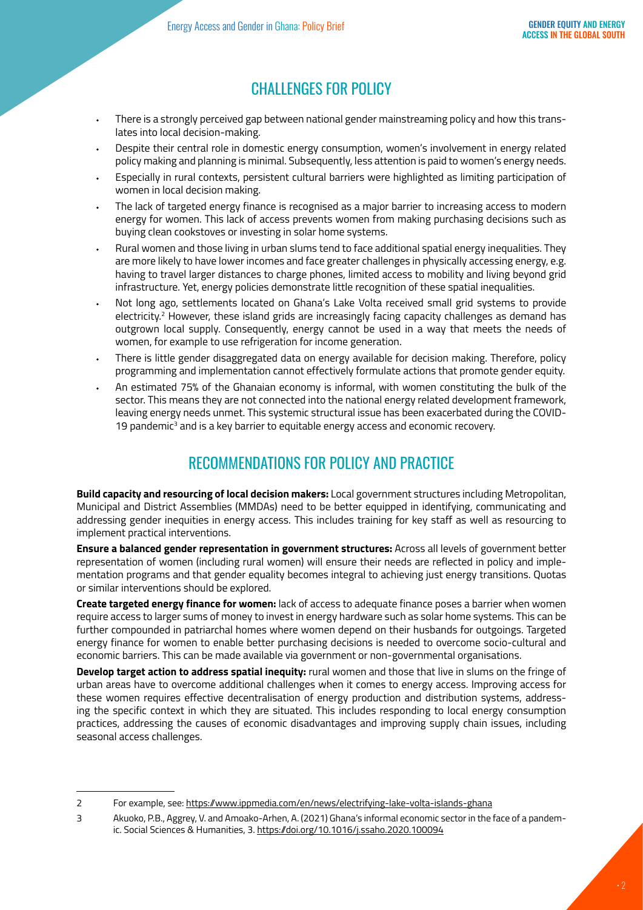## CHALLENGES FOR POLICY

- There is a strongly perceived gap between national gender mainstreaming policy and how this translates into local decision-making.
- Despite their central role in domestic energy consumption, women's involvement in energy related policy making and planning is minimal. Subsequently, less attention is paid to women's energy needs.
- Especially in rural contexts, persistent cultural barriers were highlighted as limiting participation of women in local decision making.
- The lack of targeted energy finance is recognised as a major barrier to increasing access to modern energy for women. This lack of access prevents women from making purchasing decisions such as buying clean cookstoves or investing in solar home systems.
- Rural women and those living in urban slums tend to face additional spatial energy inequalities. They are more likely to have lower incomes and face greater challenges in physically accessing energy, e.g. having to travel larger distances to charge phones, limited access to mobility and living beyond grid infrastructure. Yet, energy policies demonstrate little recognition of these spatial inequalities.
- Not long ago, settlements located on Ghana's Lake Volta received small grid systems to provide electricity.[2] However, these island grids are increasingly facing capacity challenges as demand has outgrown local supply. Consequently, energy cannot be used in a way that meets the needs of women, for example to use refrigeration for income generation.
- There is little gender disaggregated data on energy available for decision making. Therefore, policy programming and implementation cannot effectively formulate actions that promote gender equity.
- An estimated 75% of the Ghanaian economy is informal, with women constituting the bulk of the sector. This means they are not connected into the national energy related development framework, leaving energy needs unmet. This systemic structural issue has been exacerbated during the COVID-19 pandemic[3] and is a key barrier to equitable energy access and economic recovery.

## RECOMMENDATIONS FOR POLICY AND PRACTICE

**Build capacity and resourcing of local decision makers:** Local government structures including Metropolitan, Municipal and District Assemblies (MMDAs) need to be better equipped in identifying, communicating and addressing gender inequities in energy access. This includes training for key staff as well as resourcing to implement practical interventions.

**Ensure a balanced gender representation in government structures:** Across all levels of government better representation of women (including rural women) will ensure their needs are reflected in policy and implementation programs and that gender equality becomes integral to achieving just energy transitions. Quotas or similar interventions should be explored.

**Create targeted energy finance for women:** lack of access to adequate finance poses a barrier when women require access to larger sums of money to invest in energy hardware such as solar home systems. This can be further compounded in patriarchal homes where women depend on their husbands for outgoings. Targeted energy finance for women to enable better purchasing decisions is needed to overcome socio-cultural and economic barriers. This can be made available via government or non-governmental organisations.

**Develop target action to address spatial inequity:** rural women and those that live in slums on the fringe of urban areas have to overcome additional challenges when it comes to energy access. Improving access for these women requires effective decentralisation of energy production and distribution systems, addressing the specific context in which they are situated. This includes responding to local energy consumption practices, addressing the causes of economic disadvantages and improving supply chain issues, including seasonal access challenges.

---

2 For example, see: https://www.ippmedia.com/en/news/electrifying-lake-volta-islands-ghana

3 Akuoko, P.B., Aggrey, V. and Amoako-Arhen, A. (2021) Ghana's informal economic sector in the face of a pandemic. Social Sciences & Humanities, 3. https://doi.org/10.1016/j.ssaho.2020.100094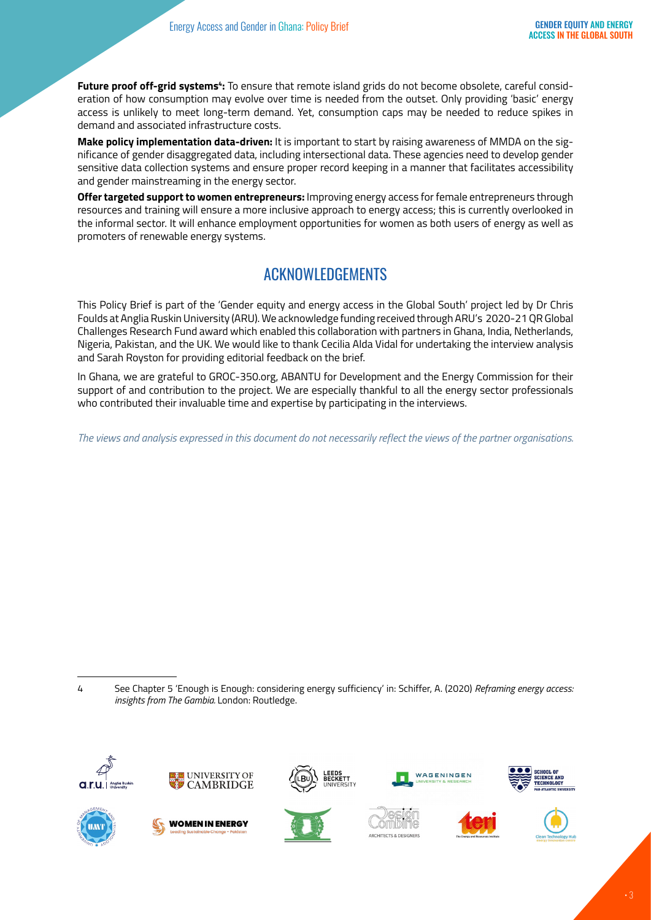**Future proof off-grid systems[4]:** To ensure that remote island grids do not become obsolete, careful consideration of how consumption may evolve over time is needed from the outset. Only providing 'basic' energy access is unlikely to meet long-term demand. Yet, consumption caps may be needed to reduce spikes in demand and associated infrastructure costs.

**Make policy implementation data-driven:** It is important to start by raising awareness of MMDA on the significance of gender disaggregated data, including intersectional data. These agencies need to develop gender sensitive data collection systems and ensure proper record keeping in a manner that facilitates accessibility and gender mainstreaming in the energy sector.

**Offer targeted support to women entrepreneurs:** Improving energy access for female entrepreneurs through resources and training will ensure a more inclusive approach to energy access; this is currently overlooked in the informal sector. It will enhance employment opportunities for women as both users of energy as well as promoters of renewable energy systems.

## ACKNOWLEDGEMENTS

This Policy Brief is part of the 'Gender equity and energy access in the Global South' project led by Dr Chris Foulds at Anglia Ruskin University (ARU). We acknowledge funding received through ARU's 2020-21 QR Global Challenges Research Fund award which enabled this collaboration with partners in Ghana, India, Netherlands, Nigeria, Pakistan, and the UK. We would like to thank Cecilia Alda Vidal for undertaking the interview analysis and Sarah Royston for providing editorial feedback on the brief.

In Ghana, we are grateful to GROC-350.org, ABANTU for Development and the Energy Commission for their support of and contribution to the project. We are especially thankful to all the energy sector professionals who contributed their invaluable time and expertise by participating in the interviews.

*The views and analysis expressed in this document do not necessarily reflect the views of the partner organisations.*

4 See Chapter 5 'Enough is Enough: considering energy sufficiency' in: Schiffer, A. (2020) *Reframing energy access: insights from The Gambia.* London: Routledge.